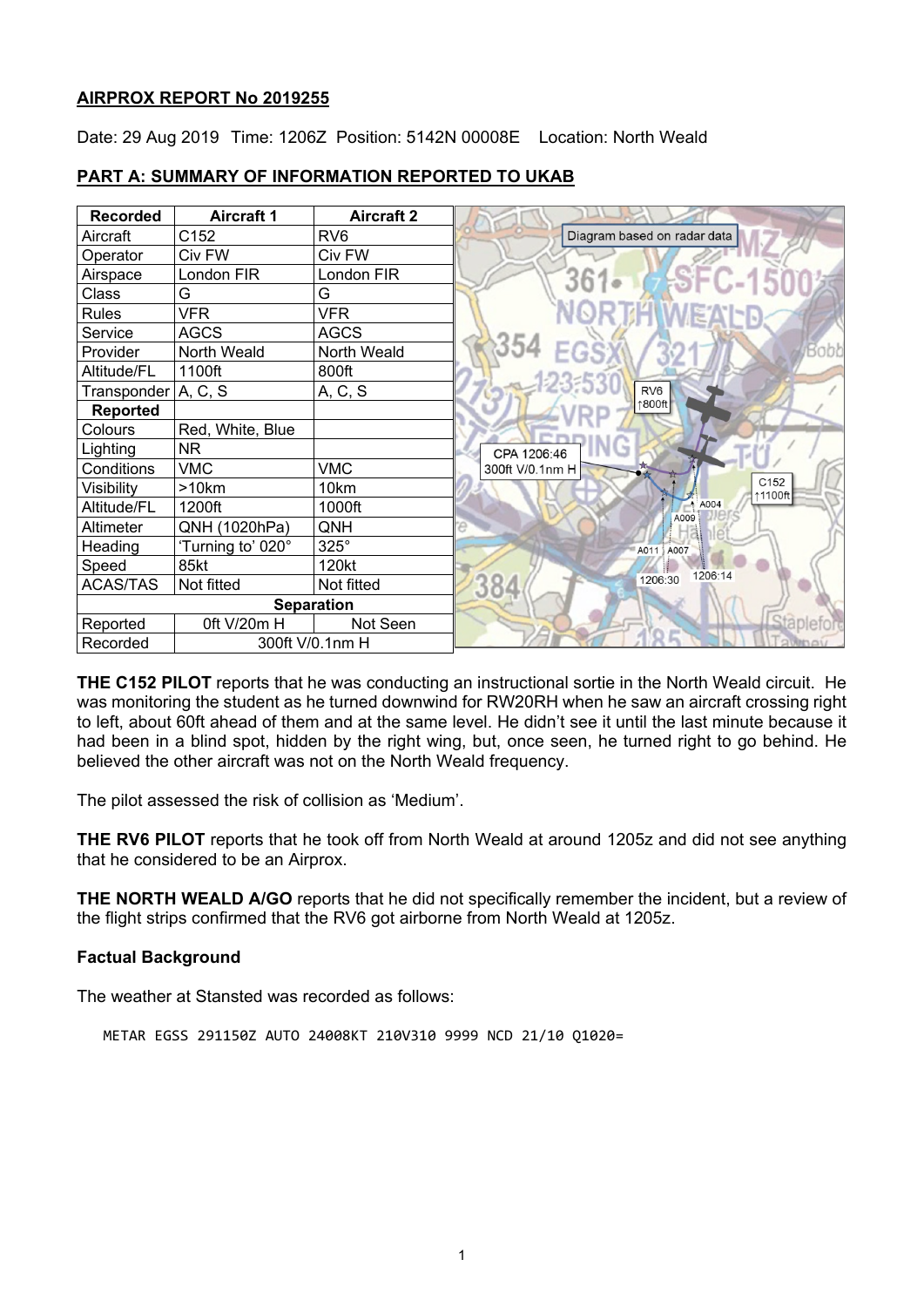## AIRPROX REPORT No 2019255

Date: 29 Aug 2019 Time: 1206Z Position: 5142N 00008E Location: North Weald

## PART A: SUMMARY OF INFORMATION REPORTED TO UKAB

| Recorded | Aircraft 1 | Aircraft 2 |
|---|---|---|
| Aircraft | C152 | RV6 |
| Operator | Civ FW | Civ FW |
| Airspace | London FIR | London FIR |
| Class | G | G |
| Rules | VFR | VFR |
| Service | AGCS | AGCS |
| Provider | North Weald | North Weald |
| Altitude/FL | 1100ft | 800ft |
| Transponder | A, C, S | A, C, S |
| **Reported** | | |
| Colours | Red, White, Blue | |
| Lighting | NR | |
| Conditions | VMC | VMC |
| Visibility | >10km | 10km |
| Altitude/FL | 1200ft | 1000ft |
| Altimeter | QNH (1020hPa) | QNH |
| Heading | 'Turning to' 020° | 325° |
| Speed | 85kt | 120kt |
| ACAS/TAS | Not fitted | Not fitted |
| **Separation** | | |
| Reported | 0ft V/20m H | Not Seen |
| Recorded | 300ft V/0.1nm H | |

**THE C152 PILOT** reports that he was conducting an instructional sortie in the North Weald circuit. He was monitoring the student as he turned downwind for RW20RH when he saw an aircraft crossing right to left, about 60ft ahead of them and at the same level. He didn't see it until the last minute because it had been in a blind spot, hidden by the right wing, but, once seen, he turned right to go behind. He believed the other aircraft was not on the North Weald frequency.

The pilot assessed the risk of collision as 'Medium'.

**THE RV6 PILOT** reports that he took off from North Weald at around 1205z and did not see anything that he considered to be an Airprox.

**THE NORTH WEALD A/GO** reports that he did not specifically remember the incident, but a review of the flight strips confirmed that the RV6 got airborne from North Weald at 1205z.

### Factual Background

The weather at Stansted was recorded as follows:

```
METAR EGSS 291150Z AUTO 24008KT 210V310 9999 NCD 21/10 Q1020=
```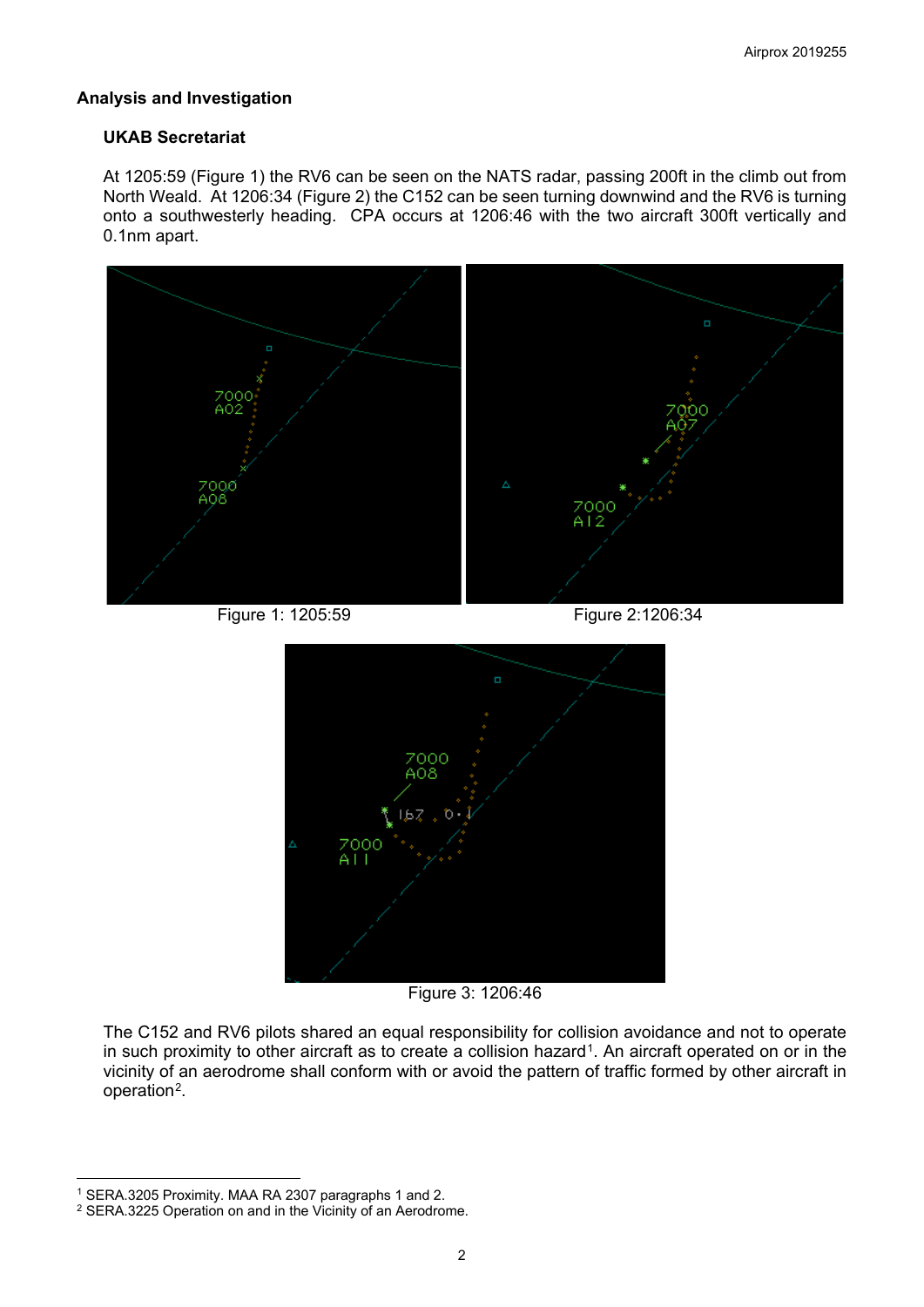## Analysis and Investigation

### UKAB Secretariat

At 1205:59 (Figure 1) the RV6 can be seen on the NATS radar, passing 200ft in the climb out from North Weald. At 1206:34 (Figure 2) the C152 can be seen turning downwind and the RV6 is turning onto a southwesterly heading. CPA occurs at 1206:46 with the two aircraft 300ft vertically and 0.1nm apart.

Figure 1: 1205:59

Figure 2:1206:34

Figure 3: 1206:46

The C152 and RV6 pilots shared an equal responsibility for collision avoidance and not to operate in such proximity to other aircraft as to create a collision hazard[1]. An aircraft operated on or in the vicinity of an aerodrome shall conform with or avoid the pattern of traffic formed by other aircraft in operation[2].

---

[1] SERA.3205 Proximity. MAA RA 2307 paragraphs 1 and 2.

[2] SERA.3225 Operation on and in the Vicinity of an Aerodrome.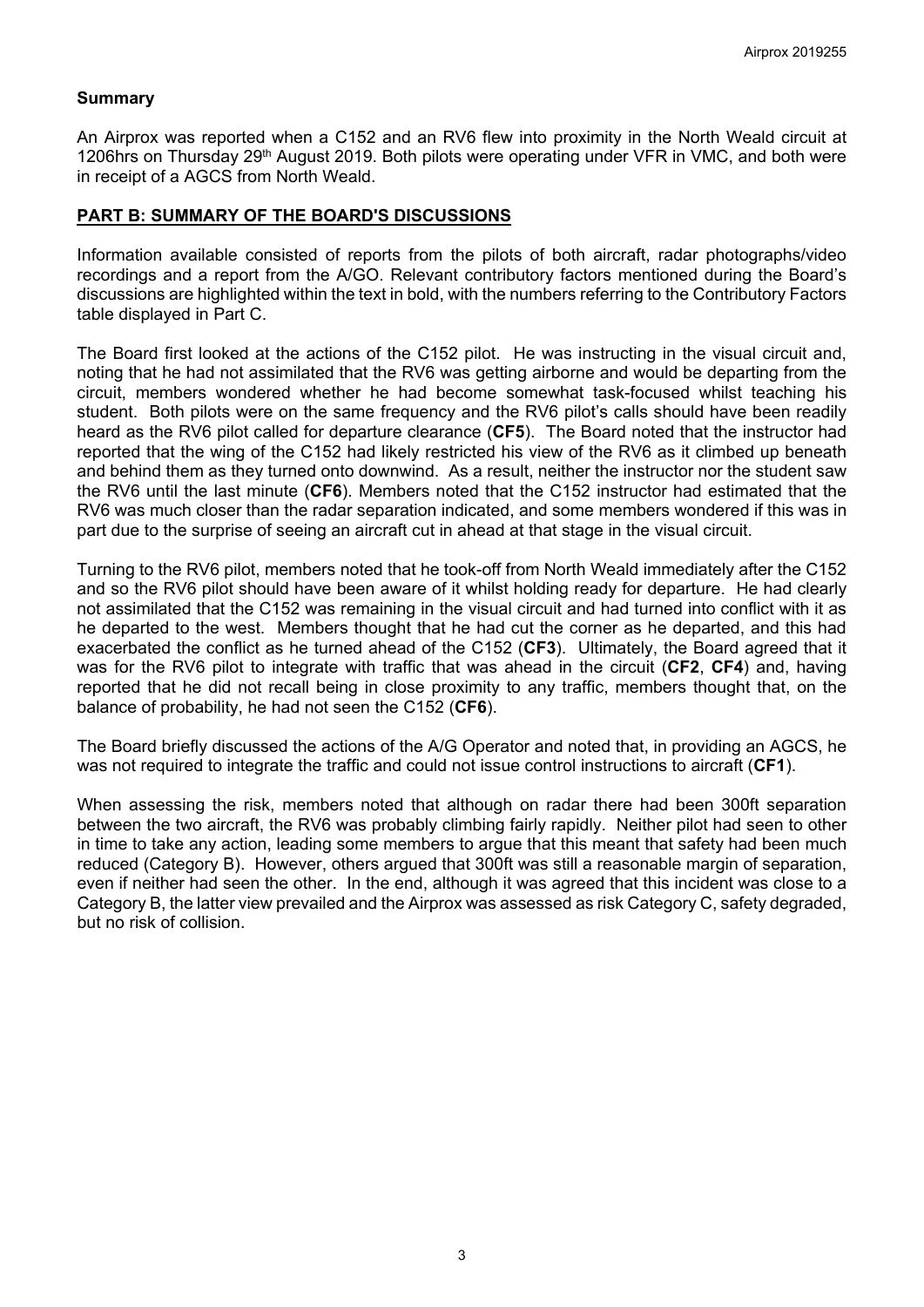## Summary

An Airprox was reported when a C152 and an RV6 flew into proximity in the North Weald circuit at 1206hrs on Thursday 29th August 2019. Both pilots were operating under VFR in VMC, and both were in receipt of a AGCS from North Weald.

## PART B: SUMMARY OF THE BOARD'S DISCUSSIONS

Information available consisted of reports from the pilots of both aircraft, radar photographs/video recordings and a report from the A/GO. Relevant contributory factors mentioned during the Board's discussions are highlighted within the text in bold, with the numbers referring to the Contributory Factors table displayed in Part C.

The Board first looked at the actions of the C152 pilot. He was instructing in the visual circuit and, noting that he had not assimilated that the RV6 was getting airborne and would be departing from the circuit, members wondered whether he had become somewhat task-focused whilst teaching his student. Both pilots were on the same frequency and the RV6 pilot's calls should have been readily heard as the RV6 pilot called for departure clearance (**CF5**). The Board noted that the instructor had reported that the wing of the C152 had likely restricted his view of the RV6 as it climbed up beneath and behind them as they turned onto downwind. As a result, neither the instructor nor the student saw the RV6 until the last minute (**CF6**). Members noted that the C152 instructor had estimated that the RV6 was much closer than the radar separation indicated, and some members wondered if this was in part due to the surprise of seeing an aircraft cut in ahead at that stage in the visual circuit.

Turning to the RV6 pilot, members noted that he took-off from North Weald immediately after the C152 and so the RV6 pilot should have been aware of it whilst holding ready for departure. He had clearly not assimilated that the C152 was remaining in the visual circuit and had turned into conflict with it as he departed to the west. Members thought that he had cut the corner as he departed, and this had exacerbated the conflict as he turned ahead of the C152 (**CF3**). Ultimately, the Board agreed that it was for the RV6 pilot to integrate with traffic that was ahead in the circuit (**CF2**, **CF4**) and, having reported that he did not recall being in close proximity to any traffic, members thought that, on the balance of probability, he had not seen the C152 (**CF6**).

The Board briefly discussed the actions of the A/G Operator and noted that, in providing an AGCS, he was not required to integrate the traffic and could not issue control instructions to aircraft (**CF1**).

When assessing the risk, members noted that although on radar there had been 300ft separation between the two aircraft, the RV6 was probably climbing fairly rapidly. Neither pilot had seen to other in time to take any action, leading some members to argue that this meant that safety had been much reduced (Category B). However, others argued that 300ft was still a reasonable margin of separation, even if neither had seen the other. In the end, although it was agreed that this incident was close to a Category B, the latter view prevailed and the Airprox was assessed as risk Category C, safety degraded, but no risk of collision.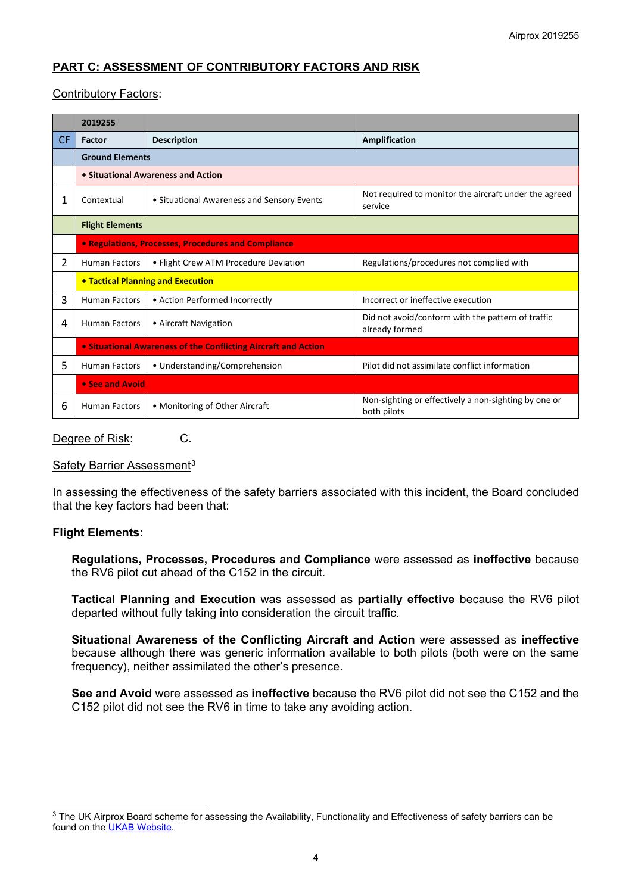## PART C: ASSESSMENT OF CONTRIBUTORY FACTORS AND RISK

Contributory Factors:

| | 2019255 | | |
|---|---|---|---|
| CF | Factor | Description | Amplification |
| | **Ground Elements** | | |
| | **• Situational Awareness and Action** | | |
| 1 | Contextual | • Situational Awareness and Sensory Events | Not required to monitor the aircraft under the agreed service |
| | **Flight Elements** | | |
| | **• Regulations, Processes, Procedures and Compliance** | | |
| 2 | Human Factors | • Flight Crew ATM Procedure Deviation | Regulations/procedures not complied with |
| | **• Tactical Planning and Execution** | | |
| 3 | Human Factors | • Action Performed Incorrectly | Incorrect or ineffective execution |
| 4 | Human Factors | • Aircraft Navigation | Did not avoid/conform with the pattern of traffic already formed |
| | **• Situational Awareness of the Conflicting Aircraft and Action** | | |
| 5 | Human Factors | • Understanding/Comprehension | Pilot did not assimilate conflict information |
| | **• See and Avoid** | | |
| 6 | Human Factors | • Monitoring of Other Aircraft | Non-sighting or effectively a non-sighting by one or both pilots |

Degree of Risk: C.

Safety Barrier Assessment[3]

In assessing the effectiveness of the safety barriers associated with this incident, the Board concluded that the key factors had been that:

**Flight Elements:**

**Regulations, Processes, Procedures and Compliance** were assessed as **ineffective** because the RV6 pilot cut ahead of the C152 in the circuit.

**Tactical Planning and Execution** was assessed as **partially effective** because the RV6 pilot departed without fully taking into consideration the circuit traffic.

**Situational Awareness of the Conflicting Aircraft and Action** were assessed as **ineffective** because although there was generic information available to both pilots (both were on the same frequency), neither assimilated the other's presence.

**See and Avoid** were assessed as **ineffective** because the RV6 pilot did not see the C152 and the C152 pilot did not see the RV6 in time to take any avoiding action.

[3] The UK Airprox Board scheme for assessing the Availability, Functionality and Effectiveness of safety barriers can be found on the UKAB Website.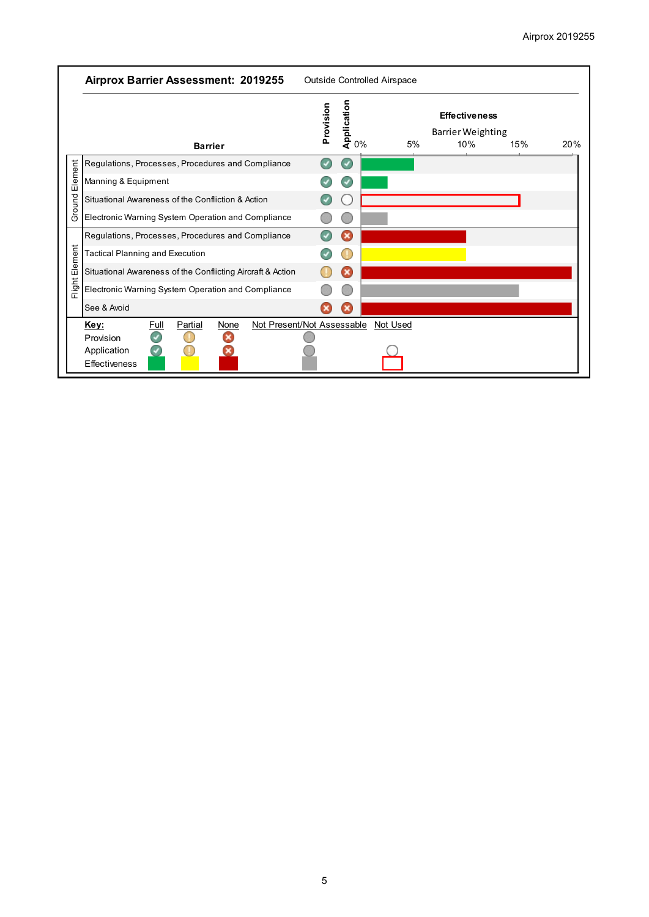**Airprox Barrier Assessment: 2019255** Outside Controlled Airspace

| | Barrier | Provision | Application | Effectiveness Barrier Weighting 0% 5% 10% 15% 20% |
|---|---|---|---|---|
| Ground Element | Regulations, Processes, Procedures and Compliance | | | |
| | Manning & Equipment | | | |
| | Situational Awareness of the Confliction & Action | | | |
| | Electronic Warning System Operation and Compliance | | | |
| Flight Element | Regulations, Processes, Procedures and Compliance | | | |
| | Tactical Planning and Execution | | | |
| | Situational Awareness of the Conflicting Aircraft & Action | | | |
| | Electronic Warning System Operation and Compliance | | | |
| | See & Avoid | | | |

**Key:** Full, Partial, None, Not Present/Not Assessable, Not Used

Provision

Application

Effectiveness